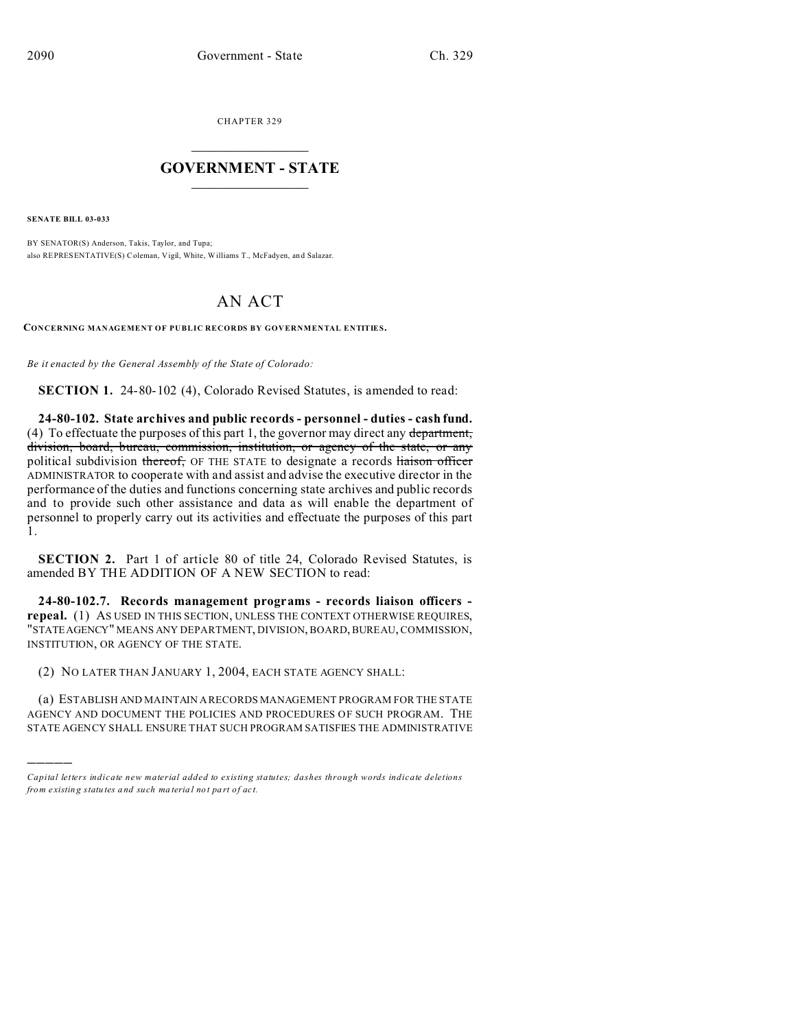CHAPTER 329

# GOVERNMENT - STATE

**SENATE BILL 03-033**

BY SENATOR(S) Anderson, Takis, Taylor, and Tupa;
also REPRESENTATIVE(S) Coleman, Vigil, White, Williams T., McFadyen, and Salazar.

# AN ACT

**CONCERNING MANAGEMENT OF PUBLIC RECORDS BY GOVERNMENTAL ENTITIES.**

*Be it enacted by the General Assembly of the State of Colorado:*

**SECTION 1.** 24-80-102 (4), Colorado Revised Statutes, is amended to read:

**24-80-102. State archives and public records - personnel - duties - cash fund.** (4) To effectuate the purposes of this part 1, the governor may direct any ~~department, division, board, bureau, commission, institution, or agency of the state, or any~~ political subdivision ~~thereof,~~ OF THE STATE to designate a records ~~liaison officer~~ ADMINISTRATOR to cooperate with and assist and advise the executive director in the performance of the duties and functions concerning state archives and public records and to provide such other assistance and data as will enable the department of personnel to properly carry out its activities and effectuate the purposes of this part 1.

**SECTION 2.** Part 1 of article 80 of title 24, Colorado Revised Statutes, is amended BY THE ADDITION OF A NEW SECTION to read:

**24-80-102.7. Records management programs - records liaison officers - repeal.** (1) AS USED IN THIS SECTION, UNLESS THE CONTEXT OTHERWISE REQUIRES, "STATE AGENCY" MEANS ANY DEPARTMENT, DIVISION, BOARD, BUREAU, COMMISSION, INSTITUTION, OR AGENCY OF THE STATE.

(2) NO LATER THAN JANUARY 1, 2004, EACH STATE AGENCY SHALL:

(a) ESTABLISH AND MAINTAIN A RECORDS MANAGEMENT PROGRAM FOR THE STATE AGENCY AND DOCUMENT THE POLICIES AND PROCEDURES OF SUCH PROGRAM. THE STATE AGENCY SHALL ENSURE THAT SUCH PROGRAM SATISFIES THE ADMINISTRATIVE

---

*Capital letters indicate new material added to existing statutes; dashes through words indicate deletions from existing statutes and such material not part of act.*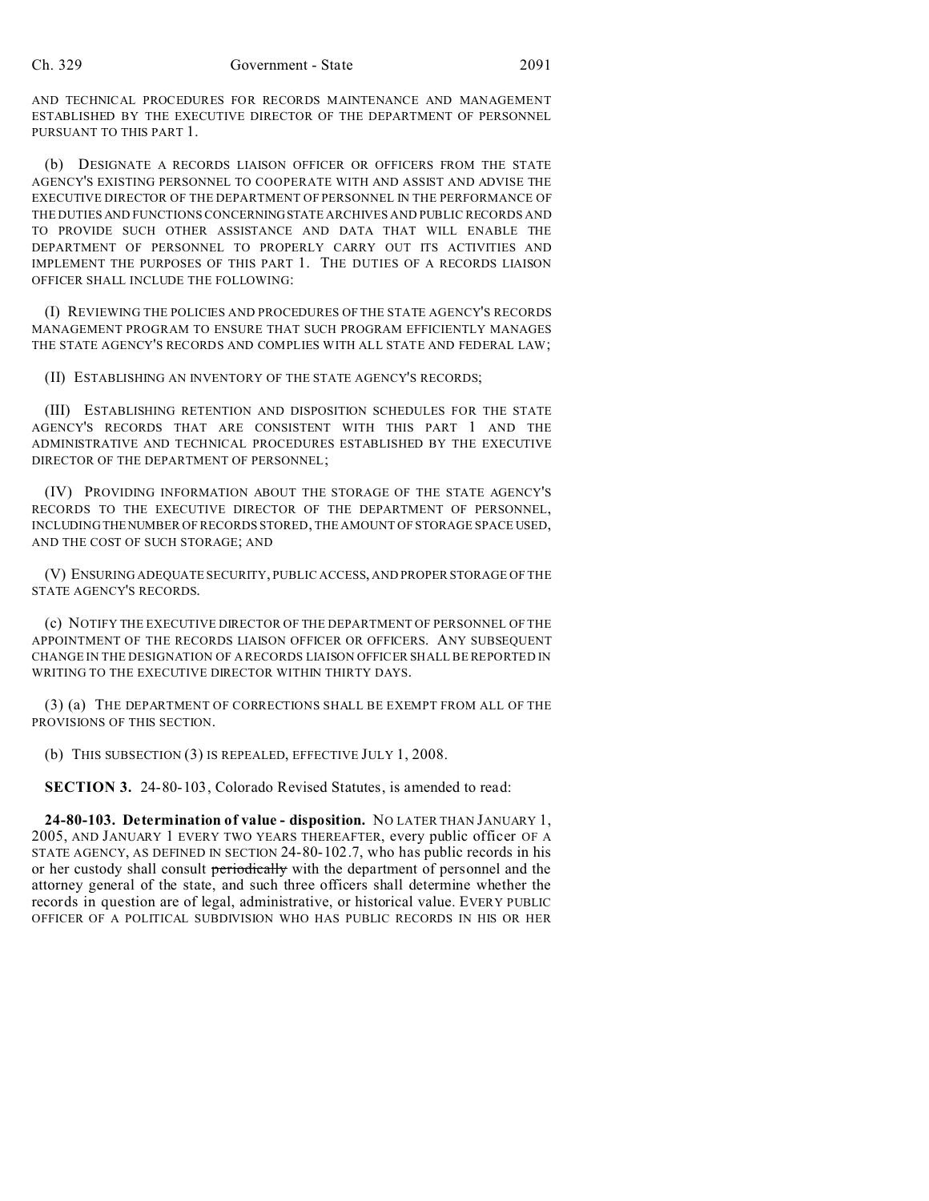AND TECHNICAL PROCEDURES FOR RECORDS MAINTENANCE AND MANAGEMENT ESTABLISHED BY THE EXECUTIVE DIRECTOR OF THE DEPARTMENT OF PERSONNEL PURSUANT TO THIS PART 1.

(b) DESIGNATE A RECORDS LIAISON OFFICER OR OFFICERS FROM THE STATE AGENCY'S EXISTING PERSONNEL TO COOPERATE WITH AND ASSIST AND ADVISE THE EXECUTIVE DIRECTOR OF THE DEPARTMENT OF PERSONNEL IN THE PERFORMANCE OF THE DUTIES AND FUNCTIONS CONCERNING STATE ARCHIVES AND PUBLIC RECORDS AND TO PROVIDE SUCH OTHER ASSISTANCE AND DATA THAT WILL ENABLE THE DEPARTMENT OF PERSONNEL TO PROPERLY CARRY OUT ITS ACTIVITIES AND IMPLEMENT THE PURPOSES OF THIS PART 1. THE DUTIES OF A RECORDS LIAISON OFFICER SHALL INCLUDE THE FOLLOWING:

(I) REVIEWING THE POLICIES AND PROCEDURES OF THE STATE AGENCY'S RECORDS MANAGEMENT PROGRAM TO ENSURE THAT SUCH PROGRAM EFFICIENTLY MANAGES THE STATE AGENCY'S RECORDS AND COMPLIES WITH ALL STATE AND FEDERAL LAW;

(II) ESTABLISHING AN INVENTORY OF THE STATE AGENCY'S RECORDS;

(III) ESTABLISHING RETENTION AND DISPOSITION SCHEDULES FOR THE STATE AGENCY'S RECORDS THAT ARE CONSISTENT WITH THIS PART 1 AND THE ADMINISTRATIVE AND TECHNICAL PROCEDURES ESTABLISHED BY THE EXECUTIVE DIRECTOR OF THE DEPARTMENT OF PERSONNEL;

(IV) PROVIDING INFORMATION ABOUT THE STORAGE OF THE STATE AGENCY'S RECORDS TO THE EXECUTIVE DIRECTOR OF THE DEPARTMENT OF PERSONNEL, INCLUDING THE NUMBER OF RECORDS STORED, THE AMOUNT OF STORAGE SPACE USED, AND THE COST OF SUCH STORAGE; AND

(V) ENSURING ADEQUATE SECURITY, PUBLIC ACCESS, AND PROPER STORAGE OF THE STATE AGENCY'S RECORDS.

(c) NOTIFY THE EXECUTIVE DIRECTOR OF THE DEPARTMENT OF PERSONNEL OF THE APPOINTMENT OF THE RECORDS LIAISON OFFICER OR OFFICERS. ANY SUBSEQUENT CHANGE IN THE DESIGNATION OF A RECORDS LIAISON OFFICER SHALL BE REPORTED IN WRITING TO THE EXECUTIVE DIRECTOR WITHIN THIRTY DAYS.

(3) (a) THE DEPARTMENT OF CORRECTIONS SHALL BE EXEMPT FROM ALL OF THE PROVISIONS OF THIS SECTION.

(b) THIS SUBSECTION (3) IS REPEALED, EFFECTIVE JULY 1, 2008.

**SECTION 3.** 24-80-103, Colorado Revised Statutes, is amended to read:

**24-80-103. Determination of value - disposition.** NO LATER THAN JANUARY 1, 2005, AND JANUARY 1 EVERY TWO YEARS THEREAFTER, every public officer OF A STATE AGENCY, AS DEFINED IN SECTION 24-80-102.7, who has public records in his or her custody shall consult ~~periodically~~ with the department of personnel and the attorney general of the state, and such three officers shall determine whether the records in question are of legal, administrative, or historical value. EVERY PUBLIC OFFICER OF A POLITICAL SUBDIVISION WHO HAS PUBLIC RECORDS IN HIS OR HER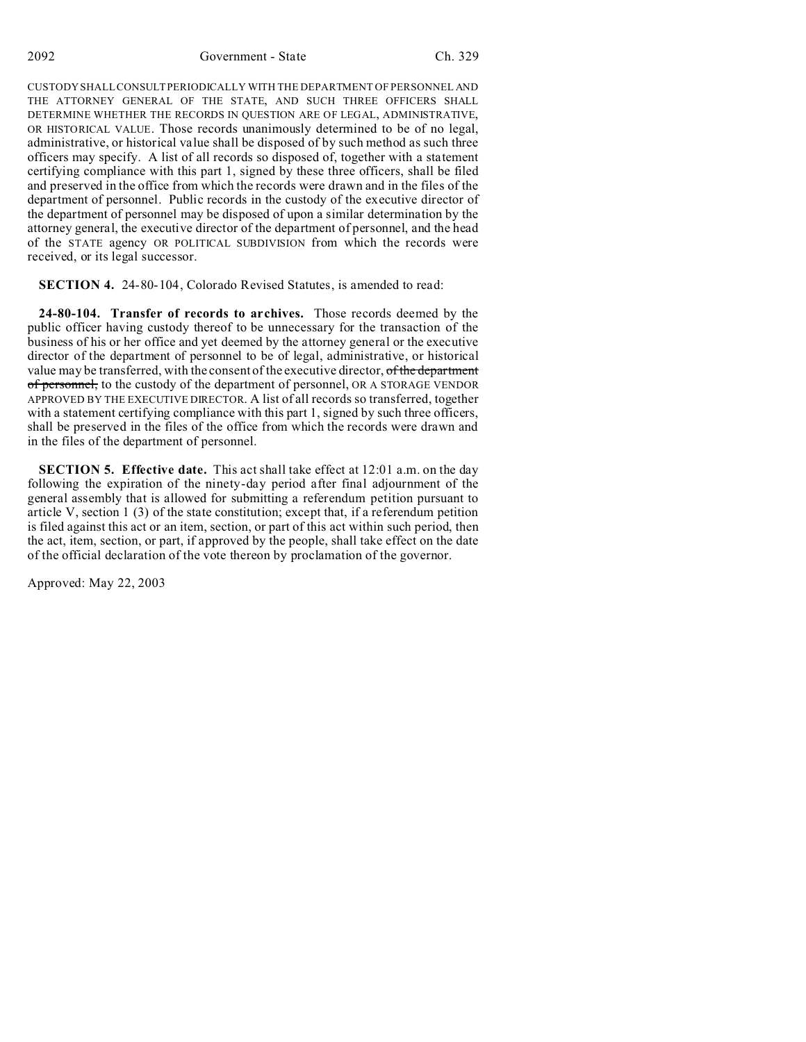CUSTODY SHALL CONSULT PERIODICALLY WITH THE DEPARTMENT OF PERSONNEL AND THE ATTORNEY GENERAL OF THE STATE, AND SUCH THREE OFFICERS SHALL DETERMINE WHETHER THE RECORDS IN QUESTION ARE OF LEGAL, ADMINISTRATIVE, OR HISTORICAL VALUE. Those records unanimously determined to be of no legal, administrative, or historical value shall be disposed of by such method as such three officers may specify. A list of all records so disposed of, together with a statement certifying compliance with this part 1, signed by these three officers, shall be filed and preserved in the office from which the records were drawn and in the files of the department of personnel. Public records in the custody of the executive director of the department of personnel may be disposed of upon a similar determination by the attorney general, the executive director of the department of personnel, and the head of the STATE agency OR POLITICAL SUBDIVISION from which the records were received, or its legal successor.

**SECTION 4.** 24-80-104, Colorado Revised Statutes, is amended to read:

**24-80-104. Transfer of records to archives.** Those records deemed by the public officer having custody thereof to be unnecessary for the transaction of the business of his or her office and yet deemed by the attorney general or the executive director of the department of personnel to be of legal, administrative, or historical value may be transferred, with the consent of the executive director, ~~of the department of personnel,~~ to the custody of the department of personnel, OR A STORAGE VENDOR APPROVED BY THE EXECUTIVE DIRECTOR. A list of all records so transferred, together with a statement certifying compliance with this part 1, signed by such three officers, shall be preserved in the files of the office from which the records were drawn and in the files of the department of personnel.

**SECTION 5. Effective date.** This act shall take effect at 12:01 a.m. on the day following the expiration of the ninety-day period after final adjournment of the general assembly that is allowed for submitting a referendum petition pursuant to article V, section 1 (3) of the state constitution; except that, if a referendum petition is filed against this act or an item, section, or part of this act within such period, then the act, item, section, or part, if approved by the people, shall take effect on the date of the official declaration of the vote thereon by proclamation of the governor.

Approved: May 22, 2003